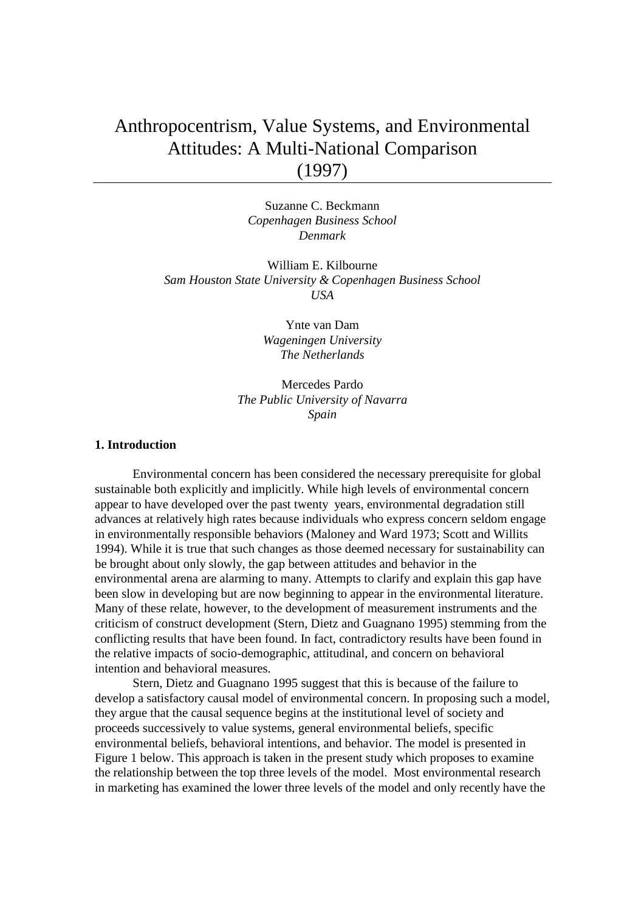# Anthropocentrism, Value Systems, and Environmental Attitudes: A Multi-National Comparison (1997)

Suzanne C. Beckmann
*Copenhagen Business School*
*Denmark*

William E. Kilbourne
*Sam Houston State University & Copenhagen Business School*
*USA*

Ynte van Dam
*Wageningen University*
*The Netherlands*

Mercedes Pardo
*The Public University of Navarra*
*Spain*

## 1. Introduction

Environmental concern has been considered the necessary prerequisite for global sustainable both explicitly and implicitly. While high levels of environmental concern appear to have developed over the past twenty years, environmental degradation still advances at relatively high rates because individuals who express concern seldom engage in environmentally responsible behaviors (Maloney and Ward 1973; Scott and Willits 1994). While it is true that such changes as those deemed necessary for sustainability can be brought about only slowly, the gap between attitudes and behavior in the environmental arena are alarming to many. Attempts to clarify and explain this gap have been slow in developing but are now beginning to appear in the environmental literature. Many of these relate, however, to the development of measurement instruments and the criticism of construct development (Stern, Dietz and Guagnano 1995) stemming from the conflicting results that have been found. In fact, contradictory results have been found in the relative impacts of socio-demographic, attitudinal, and concern on behavioral intention and behavioral measures.

Stern, Dietz and Guagnano 1995 suggest that this is because of the failure to develop a satisfactory causal model of environmental concern. In proposing such a model, they argue that the causal sequence begins at the institutional level of society and proceeds successively to value systems, general environmental beliefs, specific environmental beliefs, behavioral intentions, and behavior. The model is presented in Figure 1 below. This approach is taken in the present study which proposes to examine the relationship between the top three levels of the model. Most environmental research in marketing has examined the lower three levels of the model and only recently have the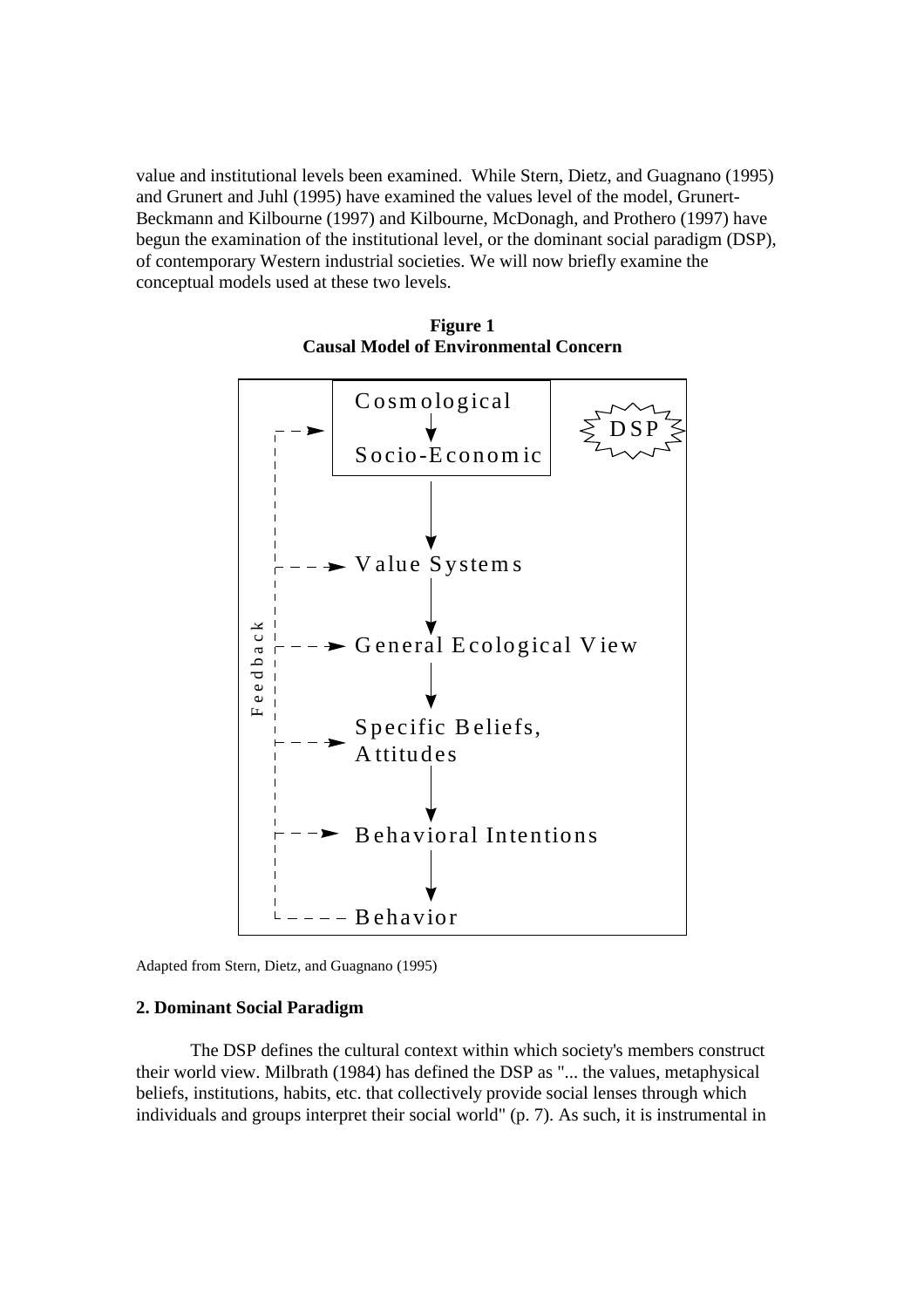value and institutional levels been examined. While Stern, Dietz, and Guagnano (1995) and Grunert and Juhl (1995) have examined the values level of the model, Grunert-Beckmann and Kilbourne (1997) and Kilbourne, McDonagh, and Prothero (1997) have begun the examination of the institutional level, or the dominant social paradigm (DSP), of contemporary Western industrial societies. We will now briefly examine the conceptual models used at these two levels.

**Figure 1**
**Causal Model of Environmental Concern**

Cosmological → Socio-Economic (DSP) → Value Systems → General Ecological View → Specific Beliefs, Attitudes → Behavioral Intentions → Behavior (Feedback)

Adapted from Stern, Dietz, and Guagnano (1995)

**2. Dominant Social Paradigm**

The DSP defines the cultural context within which society's members construct their world view. Milbrath (1984) has defined the DSP as "... the values, metaphysical beliefs, institutions, habits, etc. that collectively provide social lenses through which individuals and groups interpret their social world" (p. 7). As such, it is instrumental in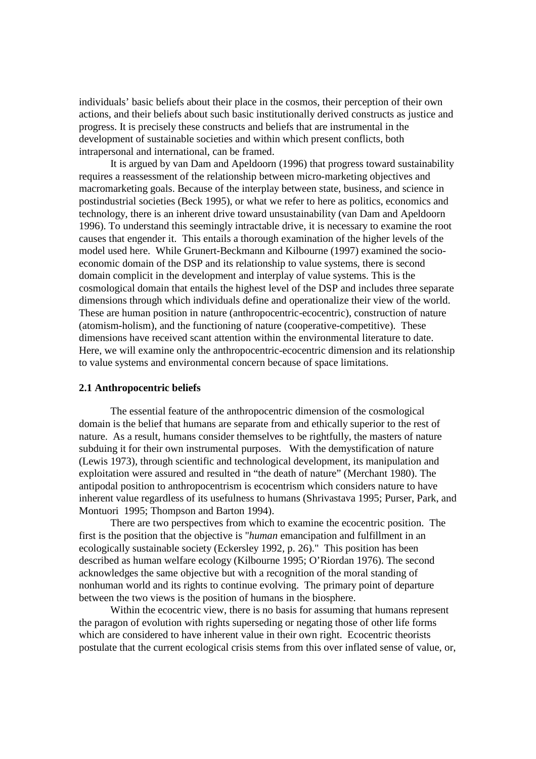individuals' basic beliefs about their place in the cosmos, their perception of their own actions, and their beliefs about such basic institutionally derived constructs as justice and progress. It is precisely these constructs and beliefs that are instrumental in the development of sustainable societies and within which present conflicts, both intrapersonal and international, can be framed.

It is argued by van Dam and Apeldoorn (1996) that progress toward sustainability requires a reassessment of the relationship between micro-marketing objectives and macromarketing goals. Because of the interplay between state, business, and science in postindustrial societies (Beck 1995), or what we refer to here as politics, economics and technology, there is an inherent drive toward unsustainability (van Dam and Apeldoorn 1996). To understand this seemingly intractable drive, it is necessary to examine the root causes that engender it. This entails a thorough examination of the higher levels of the model used here. While Grunert-Beckmann and Kilbourne (1997) examined the socio-economic domain of the DSP and its relationship to value systems, there is second domain complicit in the development and interplay of value systems. This is the cosmological domain that entails the highest level of the DSP and includes three separate dimensions through which individuals define and operationalize their view of the world. These are human position in nature (anthropocentric-ecocentric), construction of nature (atomism-holism), and the functioning of nature (cooperative-competitive). These dimensions have received scant attention within the environmental literature to date. Here, we will examine only the anthropocentric-ecocentric dimension and its relationship to value systems and environmental concern because of space limitations.

### 2.1 Anthropocentric beliefs

The essential feature of the anthropocentric dimension of the cosmological domain is the belief that humans are separate from and ethically superior to the rest of nature. As a result, humans consider themselves to be rightfully, the masters of nature subduing it for their own instrumental purposes. With the demystification of nature (Lewis 1973), through scientific and technological development, its manipulation and exploitation were assured and resulted in "the death of nature" (Merchant 1980). The antipodal position to anthropocentrism is ecocentrism which considers nature to have inherent value regardless of its usefulness to humans (Shrivastava 1995; Purser, Park, and Montuori 1995; Thompson and Barton 1994).

There are two perspectives from which to examine the ecocentric position. The first is the position that the objective is "*human* emancipation and fulfillment in an ecologically sustainable society (Eckersley 1992, p. 26)." This position has been described as human welfare ecology (Kilbourne 1995; O'Riordan 1976). The second acknowledges the same objective but with a recognition of the moral standing of nonhuman world and its rights to continue evolving. The primary point of departure between the two views is the position of humans in the biosphere.

Within the ecocentric view, there is no basis for assuming that humans represent the paragon of evolution with rights superseding or negating those of other life forms which are considered to have inherent value in their own right. Ecocentric theorists postulate that the current ecological crisis stems from this over inflated sense of value, or,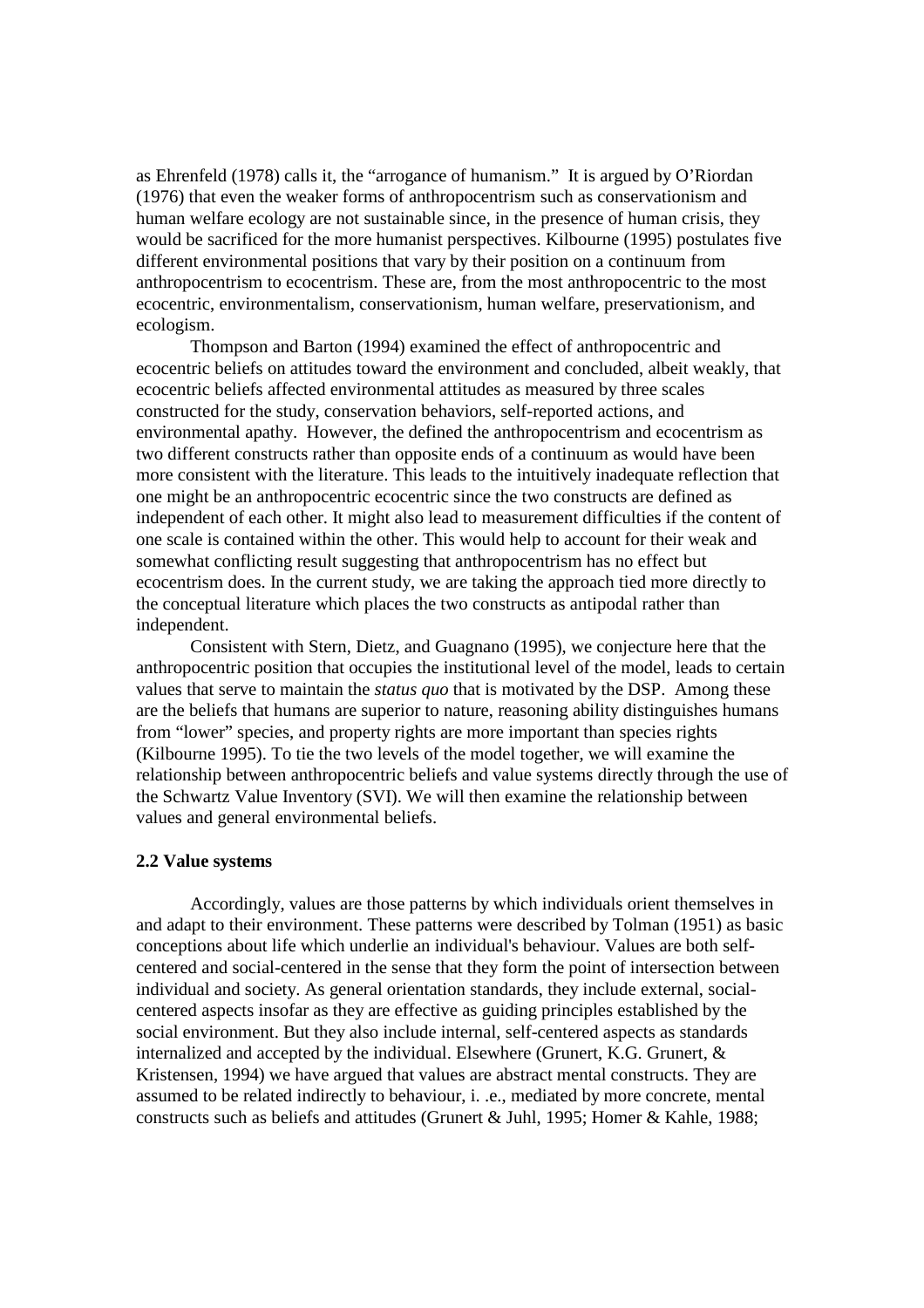as Ehrenfeld (1978) calls it, the "arrogance of humanism." It is argued by O'Riordan (1976) that even the weaker forms of anthropocentrism such as conservationism and human welfare ecology are not sustainable since, in the presence of human crisis, they would be sacrificed for the more humanist perspectives. Kilbourne (1995) postulates five different environmental positions that vary by their position on a continuum from anthropocentrism to ecocentrism. These are, from the most anthropocentric to the most ecocentric, environmentalism, conservationism, human welfare, preservationism, and ecologism.

Thompson and Barton (1994) examined the effect of anthropocentric and ecocentric beliefs on attitudes toward the environment and concluded, albeit weakly, that ecocentric beliefs affected environmental attitudes as measured by three scales constructed for the study, conservation behaviors, self-reported actions, and environmental apathy. However, the defined the anthropocentrism and ecocentrism as two different constructs rather than opposite ends of a continuum as would have been more consistent with the literature. This leads to the intuitively inadequate reflection that one might be an anthropocentric ecocentric since the two constructs are defined as independent of each other. It might also lead to measurement difficulties if the content of one scale is contained within the other. This would help to account for their weak and somewhat conflicting result suggesting that anthropocentrism has no effect but ecocentrism does. In the current study, we are taking the approach tied more directly to the conceptual literature which places the two constructs as antipodal rather than independent.

Consistent with Stern, Dietz, and Guagnano (1995), we conjecture here that the anthropocentric position that occupies the institutional level of the model, leads to certain values that serve to maintain the *status quo* that is motivated by the DSP. Among these are the beliefs that humans are superior to nature, reasoning ability distinguishes humans from "lower" species, and property rights are more important than species rights (Kilbourne 1995). To tie the two levels of the model together, we will examine the relationship between anthropocentric beliefs and value systems directly through the use of the Schwartz Value Inventory (SVI). We will then examine the relationship between values and general environmental beliefs.

### 2.2 Value systems

Accordingly, values are those patterns by which individuals orient themselves in and adapt to their environment. These patterns were described by Tolman (1951) as basic conceptions about life which underlie an individual's behaviour. Values are both self-centered and social-centered in the sense that they form the point of intersection between individual and society. As general orientation standards, they include external, social-centered aspects insofar as they are effective as guiding principles established by the social environment. But they also include internal, self-centered aspects as standards internalized and accepted by the individual. Elsewhere (Grunert, K.G. Grunert, & Kristensen, 1994) we have argued that values are abstract mental constructs. They are assumed to be related indirectly to behaviour, i. .e., mediated by more concrete, mental constructs such as beliefs and attitudes (Grunert & Juhl, 1995; Homer & Kahle, 1988;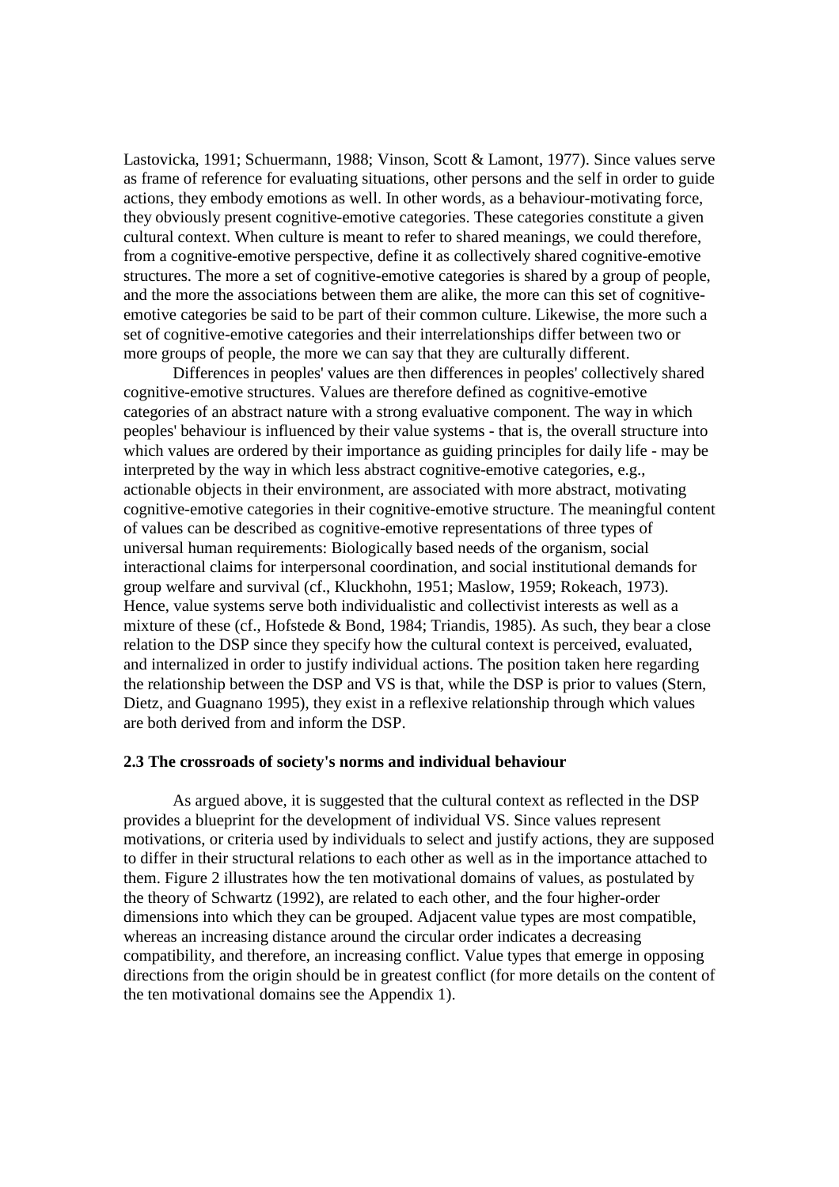Lastovicka, 1991; Schuermann, 1988; Vinson, Scott & Lamont, 1977). Since values serve as frame of reference for evaluating situations, other persons and the self in order to guide actions, they embody emotions as well. In other words, as a behaviour-motivating force, they obviously present cognitive-emotive categories. These categories constitute a given cultural context. When culture is meant to refer to shared meanings, we could therefore, from a cognitive-emotive perspective, define it as collectively shared cognitive-emotive structures. The more a set of cognitive-emotive categories is shared by a group of people, and the more the associations between them are alike, the more can this set of cognitive-emotive categories be said to be part of their common culture. Likewise, the more such a set of cognitive-emotive categories and their interrelationships differ between two or more groups of people, the more we can say that they are culturally different.

Differences in peoples' values are then differences in peoples' collectively shared cognitive-emotive structures. Values are therefore defined as cognitive-emotive categories of an abstract nature with a strong evaluative component. The way in which peoples' behaviour is influenced by their value systems - that is, the overall structure into which values are ordered by their importance as guiding principles for daily life - may be interpreted by the way in which less abstract cognitive-emotive categories, e.g., actionable objects in their environment, are associated with more abstract, motivating cognitive-emotive categories in their cognitive-emotive structure. The meaningful content of values can be described as cognitive-emotive representations of three types of universal human requirements: Biologically based needs of the organism, social interactional claims for interpersonal coordination, and social institutional demands for group welfare and survival (cf., Kluckhohn, 1951; Maslow, 1959; Rokeach, 1973). Hence, value systems serve both individualistic and collectivist interests as well as a mixture of these (cf., Hofstede & Bond, 1984; Triandis, 1985). As such, they bear a close relation to the DSP since they specify how the cultural context is perceived, evaluated, and internalized in order to justify individual actions. The position taken here regarding the relationship between the DSP and VS is that, while the DSP is prior to values (Stern, Dietz, and Guagnano 1995), they exist in a reflexive relationship through which values are both derived from and inform the DSP.

### 2.3 The crossroads of society's norms and individual behaviour

As argued above, it is suggested that the cultural context as reflected in the DSP provides a blueprint for the development of individual VS. Since values represent motivations, or criteria used by individuals to select and justify actions, they are supposed to differ in their structural relations to each other as well as in the importance attached to them. Figure 2 illustrates how the ten motivational domains of values, as postulated by the theory of Schwartz (1992), are related to each other, and the four higher-order dimensions into which they can be grouped. Adjacent value types are most compatible, whereas an increasing distance around the circular order indicates a decreasing compatibility, and therefore, an increasing conflict. Value types that emerge in opposing directions from the origin should be in greatest conflict (for more details on the content of the ten motivational domains see the Appendix 1).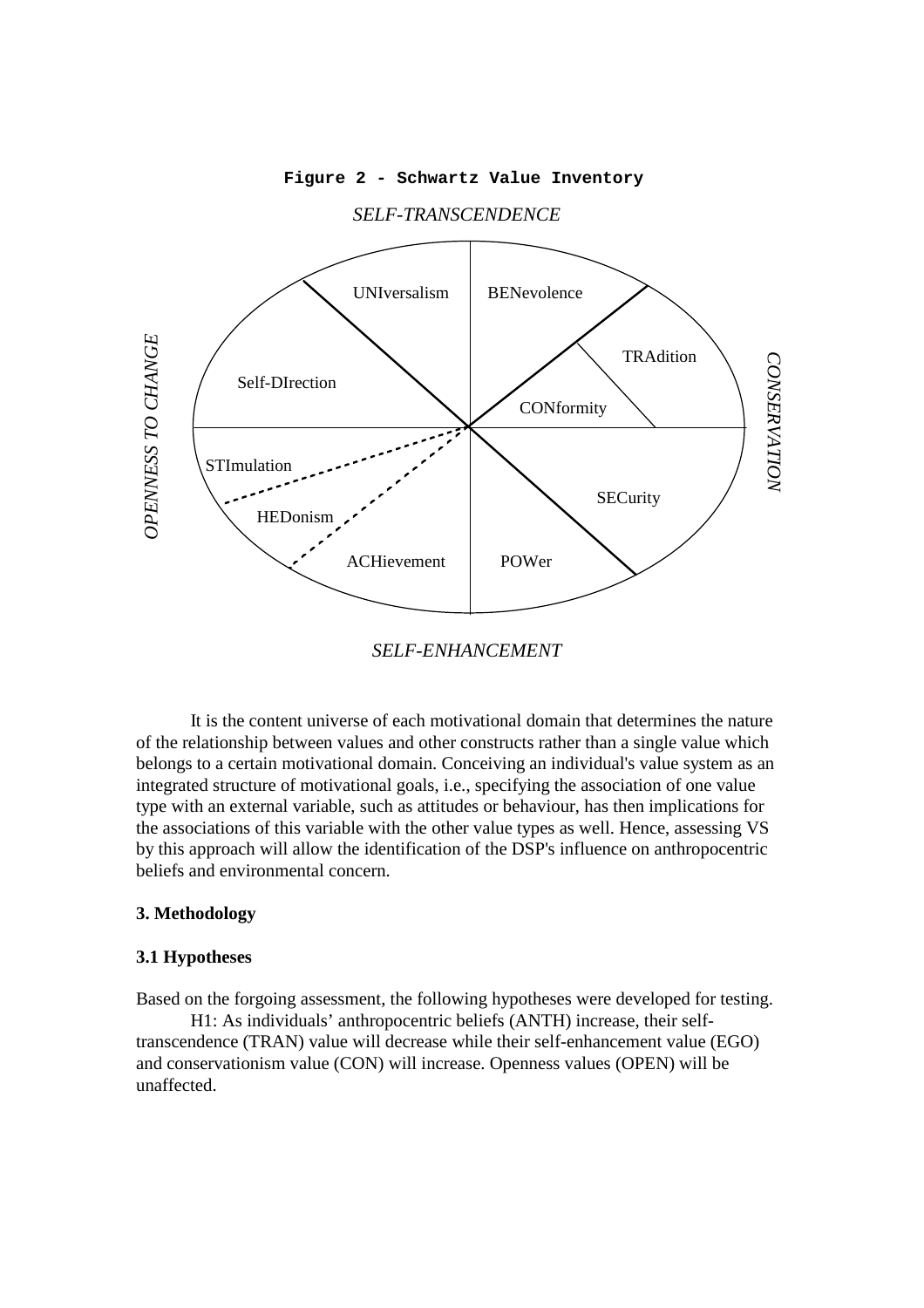**Figure 2 - Schwartz Value Inventory**

*SELF-TRANSCENDENCE*

UNIversalism BENevolence

TRAdition

Self-DIrection

CONformity

*OPENNESS TO CHANGE* *CONSERVATION*

STImulation

SECurity

HEDonism

ACHievement POWer

*SELF-ENHANCEMENT*

It is the content universe of each motivational domain that determines the nature of the relationship between values and other constructs rather than a single value which belongs to a certain motivational domain. Conceiving an individual's value system as an integrated structure of motivational goals, i.e., specifying the association of one value type with an external variable, such as attitudes or behaviour, has then implications for the associations of this variable with the other value types as well. Hence, assessing VS by this approach will allow the identification of the DSP's influence on anthropocentric beliefs and environmental concern.

## 3. Methodology

### 3.1 Hypotheses

Based on the forgoing assessment, the following hypotheses were developed for testing.

H1: As individuals' anthropocentric beliefs (ANTH) increase, their self-transcendence (TRAN) value will decrease while their self-enhancement value (EGO) and conservationism value (CON) will increase. Openness values (OPEN) will be unaffected.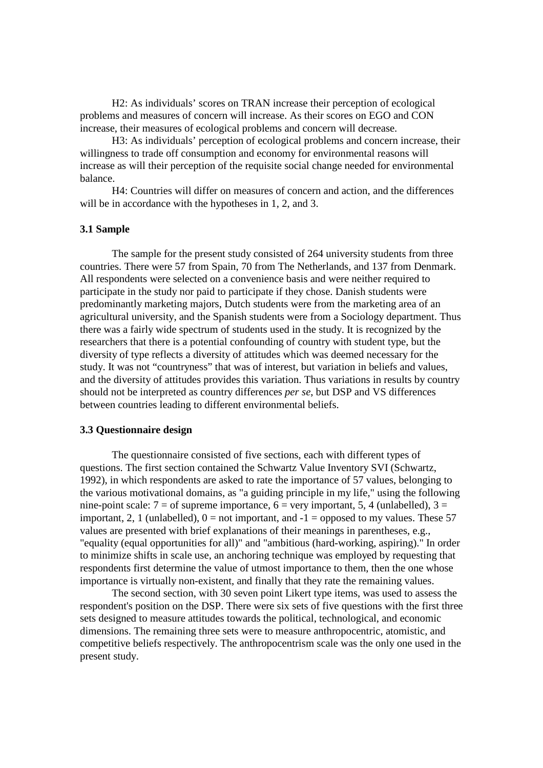H2: As individuals' scores on TRAN increase their perception of ecological problems and measures of concern will increase. As their scores on EGO and CON increase, their measures of ecological problems and concern will decrease.

H3: As individuals' perception of ecological problems and concern increase, their willingness to trade off consumption and economy for environmental reasons will increase as will their perception of the requisite social change needed for environmental balance.

H4: Countries will differ on measures of concern and action, and the differences will be in accordance with the hypotheses in 1, 2, and 3.

### 3.1 Sample

The sample for the present study consisted of 264 university students from three countries. There were 57 from Spain, 70 from The Netherlands, and 137 from Denmark. All respondents were selected on a convenience basis and were neither required to participate in the study nor paid to participate if they chose. Danish students were predominantly marketing majors, Dutch students were from the marketing area of an agricultural university, and the Spanish students were from a Sociology department. Thus there was a fairly wide spectrum of students used in the study. It is recognized by the researchers that there is a potential confounding of country with student type, but the diversity of type reflects a diversity of attitudes which was deemed necessary for the study. It was not "countryness" that was of interest, but variation in beliefs and values, and the diversity of attitudes provides this variation. Thus variations in results by country should not be interpreted as country differences *per se*, but DSP and VS differences between countries leading to different environmental beliefs.

### 3.3 Questionnaire design

The questionnaire consisted of five sections, each with different types of questions. The first section contained the Schwartz Value Inventory SVI (Schwartz, 1992), in which respondents are asked to rate the importance of 57 values, belonging to the various motivational domains, as "a guiding principle in my life," using the following nine-point scale: 7 = of supreme importance, 6 = very important, 5, 4 (unlabelled), 3 = important, 2, 1 (unlabelled), 0 = not important, and -1 = opposed to my values. These 57 values are presented with brief explanations of their meanings in parentheses, e.g., "equality (equal opportunities for all)" and "ambitious (hard-working, aspiring)." In order to minimize shifts in scale use, an anchoring technique was employed by requesting that respondents first determine the value of utmost importance to them, then the one whose importance is virtually non-existent, and finally that they rate the remaining values.

The second section, with 30 seven point Likert type items, was used to assess the respondent's position on the DSP. There were six sets of five questions with the first three sets designed to measure attitudes towards the political, technological, and economic dimensions. The remaining three sets were to measure anthropocentric, atomistic, and competitive beliefs respectively. The anthropocentrism scale was the only one used in the present study.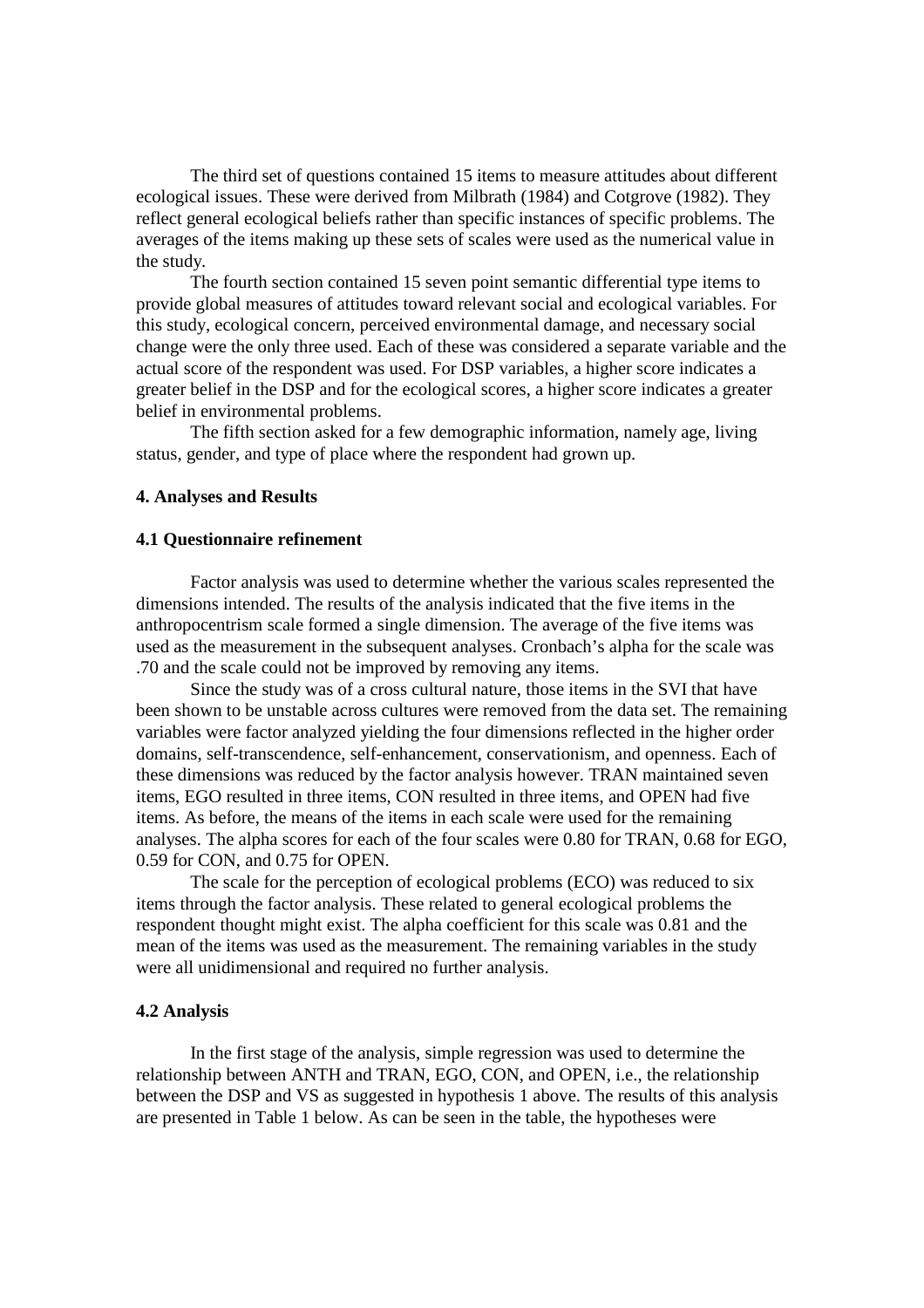The third set of questions contained 15 items to measure attitudes about different ecological issues. These were derived from Milbrath (1984) and Cotgrove (1982). They reflect general ecological beliefs rather than specific instances of specific problems. The averages of the items making up these sets of scales were used as the numerical value in the study.

The fourth section contained 15 seven point semantic differential type items to provide global measures of attitudes toward relevant social and ecological variables. For this study, ecological concern, perceived environmental damage, and necessary social change were the only three used. Each of these was considered a separate variable and the actual score of the respondent was used. For DSP variables, a higher score indicates a greater belief in the DSP and for the ecological scores, a higher score indicates a greater belief in environmental problems.

The fifth section asked for a few demographic information, namely age, living status, gender, and type of place where the respondent had grown up.

### 4. Analyses and Results

#### 4.1 Questionnaire refinement

Factor analysis was used to determine whether the various scales represented the dimensions intended. The results of the analysis indicated that the five items in the anthropocentrism scale formed a single dimension. The average of the five items was used as the measurement in the subsequent analyses. Cronbach's alpha for the scale was .70 and the scale could not be improved by removing any items.

Since the study was of a cross cultural nature, those items in the SVI that have been shown to be unstable across cultures were removed from the data set. The remaining variables were factor analyzed yielding the four dimensions reflected in the higher order domains, self-transcendence, self-enhancement, conservationism, and openness. Each of these dimensions was reduced by the factor analysis however. TRAN maintained seven items, EGO resulted in three items, CON resulted in three items, and OPEN had five items. As before, the means of the items in each scale were used for the remaining analyses. The alpha scores for each of the four scales were 0.80 for TRAN, 0.68 for EGO, 0.59 for CON, and 0.75 for OPEN.

The scale for the perception of ecological problems (ECO) was reduced to six items through the factor analysis. These related to general ecological problems the respondent thought might exist. The alpha coefficient for this scale was 0.81 and the mean of the items was used as the measurement. The remaining variables in the study were all unidimensional and required no further analysis.

#### 4.2 Analysis

In the first stage of the analysis, simple regression was used to determine the relationship between ANTH and TRAN, EGO, CON, and OPEN, i.e., the relationship between the DSP and VS as suggested in hypothesis 1 above. The results of this analysis are presented in Table 1 below. As can be seen in the table, the hypotheses were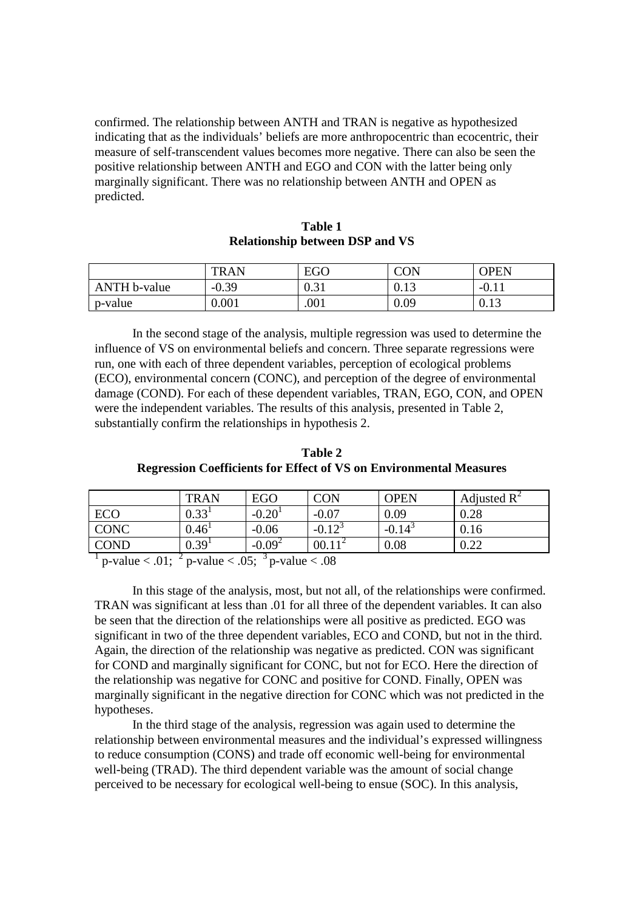confirmed. The relationship between ANTH and TRAN is negative as hypothesized indicating that as the individuals' beliefs are more anthropocentric than ecocentric, their measure of self-transcendent values becomes more negative. There can also be seen the positive relationship between ANTH and EGO and CON with the latter being only marginally significant. There was no relationship between ANTH and OPEN as predicted.

**Table 1**
**Relationship between DSP and VS**

| | TRAN | EGO | CON | OPEN |
|---|---|---|---|---|
| ANTH b-value | -0.39 | 0.31 | 0.13 | -0.11 |
| p-value | 0.001 | .001 | 0.09 | 0.13 |

In the second stage of the analysis, multiple regression was used to determine the influence of VS on environmental beliefs and concern. Three separate regressions were run, one with each of three dependent variables, perception of ecological problems (ECO), environmental concern (CONC), and perception of the degree of environmental damage (COND). For each of these dependent variables, TRAN, EGO, CON, and OPEN were the independent variables. The results of this analysis, presented in Table 2, substantially confirm the relationships in hypothesis 2.

**Table 2**
**Regression Coefficients for Effect of VS on Environmental Measures**

| | TRAN | EGO | CON | OPEN | Adjusted $R^2$ |
|---|---|---|---|---|---|
| ECO | 0.33[1] | -0.20[1] | -0.07 | 0.09 | 0.28 |
| CONC | 0.46[1] | -0.06 | -0.12[3] | -0.14[3] | 0.16 |
| COND | 0.39[1] | -0.09[2] | 00.11[2] | 0.08 | 0.22 |

[1] p-value < .01; [2] p-value < .05; [3] p-value < .08

In this stage of the analysis, most, but not all, of the relationships were confirmed. TRAN was significant at less than .01 for all three of the dependent variables. It can also be seen that the direction of the relationships were all positive as predicted. EGO was significant in two of the three dependent variables, ECO and COND, but not in the third. Again, the direction of the relationship was negative as predicted. CON was significant for COND and marginally significant for CONC, but not for ECO. Here the direction of the relationship was negative for CONC and positive for COND. Finally, OPEN was marginally significant in the negative direction for CONC which was not predicted in the hypotheses.

In the third stage of the analysis, regression was again used to determine the relationship between environmental measures and the individual's expressed willingness to reduce consumption (CONS) and trade off economic well-being for environmental well-being (TRAD). The third dependent variable was the amount of social change perceived to be necessary for ecological well-being to ensue (SOC). In this analysis,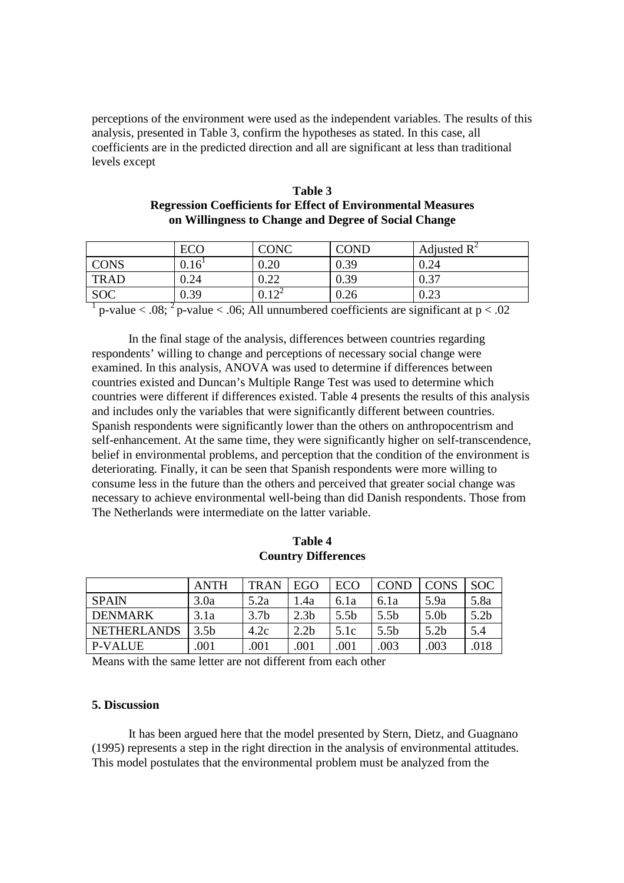perceptions of the environment were used as the independent variables. The results of this analysis, presented in Table 3, confirm the hypotheses as stated. In this case, all coefficients are in the predicted direction and all are significant at less than traditional levels except

**Table 3**
**Regression Coefficients for Effect of Environmental Measures on Willingness to Change and Degree of Social Change**

| | ECO | CONC | COND | Adjusted $R^2$ |
|---|---|---|---|---|
| CONS | 0.16[1] | 0.20 | 0.39 | 0.24 |
| TRAD | 0.24 | 0.22 | 0.39 | 0.37 |
| SOC | 0.39 | 0.12[2] | 0.26 | 0.23 |

[1] p-value < .08; [2] p-value < .06; All unnumbered coefficients are significant at $p < .02$

In the final stage of the analysis, differences between countries regarding respondents' willing to change and perceptions of necessary social change were examined. In this analysis, ANOVA was used to determine if differences between countries existed and Duncan's Multiple Range Test was used to determine which countries were different if differences existed. Table 4 presents the results of this analysis and includes only the variables that were significantly different between countries. Spanish respondents were significantly lower than the others on anthropocentrism and self-enhancement. At the same time, they were significantly higher on self-transcendence, belief in environmental problems, and perception that the condition of the environment is deteriorating. Finally, it can be seen that Spanish respondents were more willing to consume less in the future than the others and perceived that greater social change was necessary to achieve environmental well-being than did Danish respondents. Those from The Netherlands were intermediate on the latter variable.

**Table 4**
**Country Differences**

| | ANTH | TRAN | EGO | ECO | COND | CONS | SOC |
|---|---|---|---|---|---|---|---|
| SPAIN | 3.0a | 5.2a | 1.4a | 6.1a | 6.1a | 5.9a | 5.8a |
| DENMARK | 3.1a | 3.7b | 2.3b | 5.5b | 5.5b | 5.0b | 5.2b |
| NETHERLANDS | 3.5b | 4.2c | 2.2b | 5.1c | 5.5b | 5.2b | 5.4 |
| P-VALUE | .001 | .001 | .001 | .001 | .003 | .003 | .018 |

Means with the same letter are not different from each other

### 5. Discussion

It has been argued here that the model presented by Stern, Dietz, and Guagnano (1995) represents a step in the right direction in the analysis of environmental attitudes. This model postulates that the environmental problem must be analyzed from the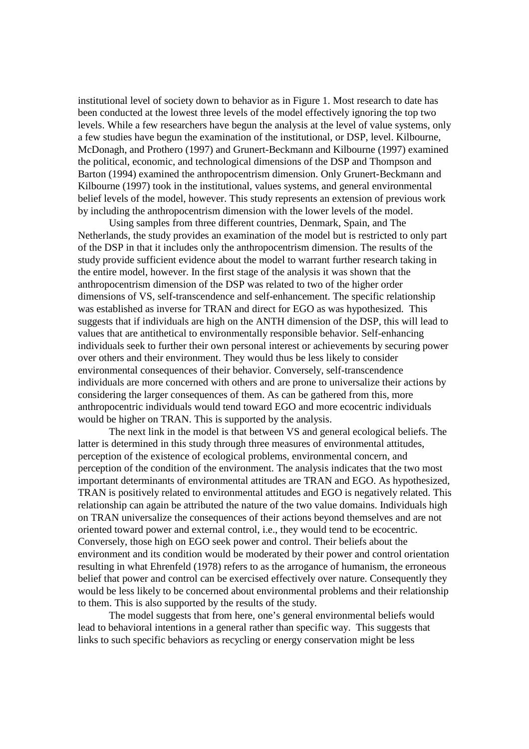institutional level of society down to behavior as in Figure 1. Most research to date has been conducted at the lowest three levels of the model effectively ignoring the top two levels. While a few researchers have begun the analysis at the level of value systems, only a few studies have begun the examination of the institutional, or DSP, level. Kilbourne, McDonagh, and Prothero (1997) and Grunert-Beckmann and Kilbourne (1997) examined the political, economic, and technological dimensions of the DSP and Thompson and Barton (1994) examined the anthropocentrism dimension. Only Grunert-Beckmann and Kilbourne (1997) took in the institutional, values systems, and general environmental belief levels of the model, however. This study represents an extension of previous work by including the anthropocentrism dimension with the lower levels of the model.

Using samples from three different countries, Denmark, Spain, and The Netherlands, the study provides an examination of the model but is restricted to only part of the DSP in that it includes only the anthropocentrism dimension. The results of the study provide sufficient evidence about the model to warrant further research taking in the entire model, however. In the first stage of the analysis it was shown that the anthropocentrism dimension of the DSP was related to two of the higher order dimensions of VS, self-transcendence and self-enhancement. The specific relationship was established as inverse for TRAN and direct for EGO as was hypothesized. This suggests that if individuals are high on the ANTH dimension of the DSP, this will lead to values that are antithetical to environmentally responsible behavior. Self-enhancing individuals seek to further their own personal interest or achievements by securing power over others and their environment. They would thus be less likely to consider environmental consequences of their behavior. Conversely, self-transcendence individuals are more concerned with others and are prone to universalize their actions by considering the larger consequences of them. As can be gathered from this, more anthropocentric individuals would tend toward EGO and more ecocentric individuals would be higher on TRAN. This is supported by the analysis.

The next link in the model is that between VS and general ecological beliefs. The latter is determined in this study through three measures of environmental attitudes, perception of the existence of ecological problems, environmental concern, and perception of the condition of the environment. The analysis indicates that the two most important determinants of environmental attitudes are TRAN and EGO. As hypothesized, TRAN is positively related to environmental attitudes and EGO is negatively related. This relationship can again be attributed the nature of the two value domains. Individuals high on TRAN universalize the consequences of their actions beyond themselves and are not oriented toward power and external control, i.e., they would tend to be ecocentric. Conversely, those high on EGO seek power and control. Their beliefs about the environment and its condition would be moderated by their power and control orientation resulting in what Ehrenfeld (1978) refers to as the arrogance of humanism, the erroneous belief that power and control can be exercised effectively over nature. Consequently they would be less likely to be concerned about environmental problems and their relationship to them. This is also supported by the results of the study.

The model suggests that from here, one's general environmental beliefs would lead to behavioral intentions in a general rather than specific way. This suggests that links to such specific behaviors as recycling or energy conservation might be less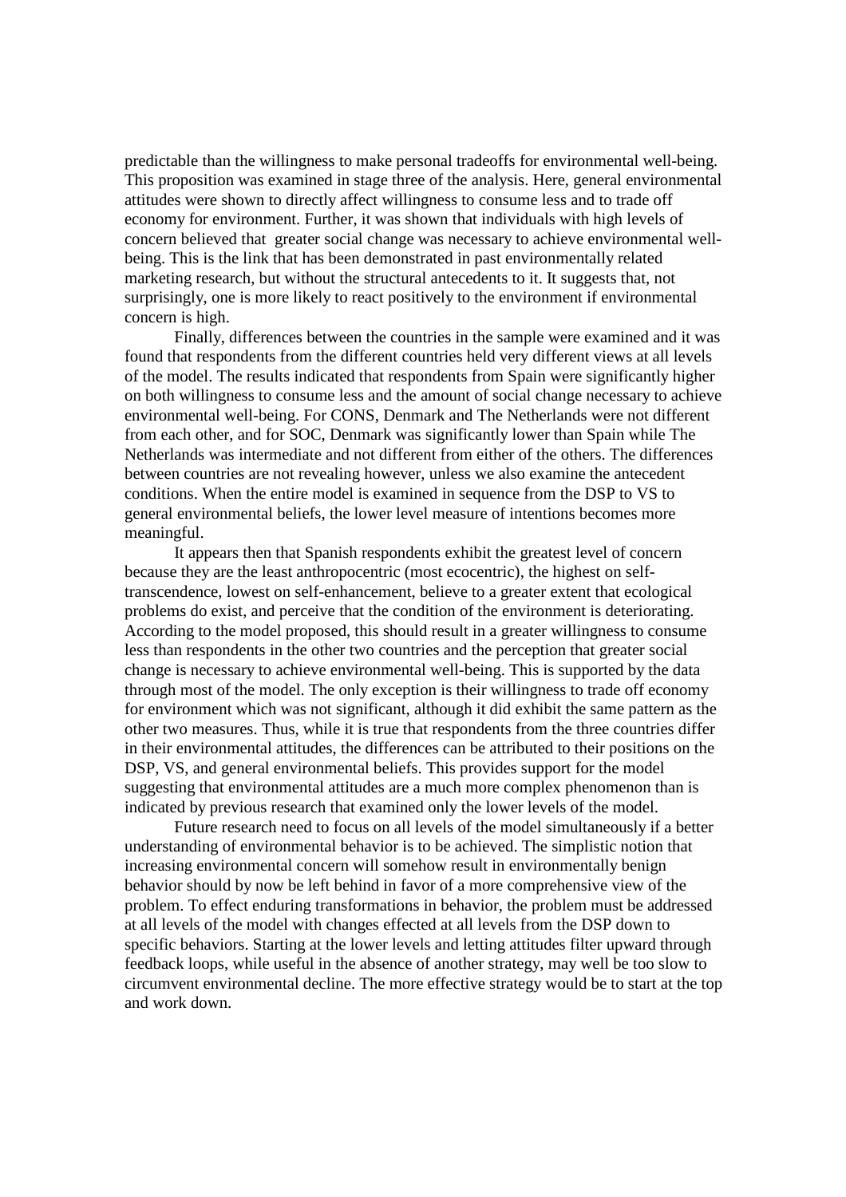predictable than the willingness to make personal tradeoffs for environmental well-being. This proposition was examined in stage three of the analysis. Here, general environmental attitudes were shown to directly affect willingness to consume less and to trade off economy for environment. Further, it was shown that individuals with high levels of concern believed that greater social change was necessary to achieve environmental well-being. This is the link that has been demonstrated in past environmentally related marketing research, but without the structural antecedents to it. It suggests that, not surprisingly, one is more likely to react positively to the environment if environmental concern is high.

Finally, differences between the countries in the sample were examined and it was found that respondents from the different countries held very different views at all levels of the model. The results indicated that respondents from Spain were significantly higher on both willingness to consume less and the amount of social change necessary to achieve environmental well-being. For CONS, Denmark and The Netherlands were not different from each other, and for SOC, Denmark was significantly lower than Spain while The Netherlands was intermediate and not different from either of the others. The differences between countries are not revealing however, unless we also examine the antecedent conditions. When the entire model is examined in sequence from the DSP to VS to general environmental beliefs, the lower level measure of intentions becomes more meaningful.

It appears then that Spanish respondents exhibit the greatest level of concern because they are the least anthropocentric (most ecocentric), the highest on self-transcendence, lowest on self-enhancement, believe to a greater extent that ecological problems do exist, and perceive that the condition of the environment is deteriorating. According to the model proposed, this should result in a greater willingness to consume less than respondents in the other two countries and the perception that greater social change is necessary to achieve environmental well-being. This is supported by the data through most of the model. The only exception is their willingness to trade off economy for environment which was not significant, although it did exhibit the same pattern as the other two measures. Thus, while it is true that respondents from the three countries differ in their environmental attitudes, the differences can be attributed to their positions on the DSP, VS, and general environmental beliefs. This provides support for the model suggesting that environmental attitudes are a much more complex phenomenon than is indicated by previous research that examined only the lower levels of the model.

Future research need to focus on all levels of the model simultaneously if a better understanding of environmental behavior is to be achieved. The simplistic notion that increasing environmental concern will somehow result in environmentally benign behavior should by now be left behind in favor of a more comprehensive view of the problem. To effect enduring transformations in behavior, the problem must be addressed at all levels of the model with changes effected at all levels from the DSP down to specific behaviors. Starting at the lower levels and letting attitudes filter upward through feedback loops, while useful in the absence of another strategy, may well be too slow to circumvent environmental decline. The more effective strategy would be to start at the top and work down.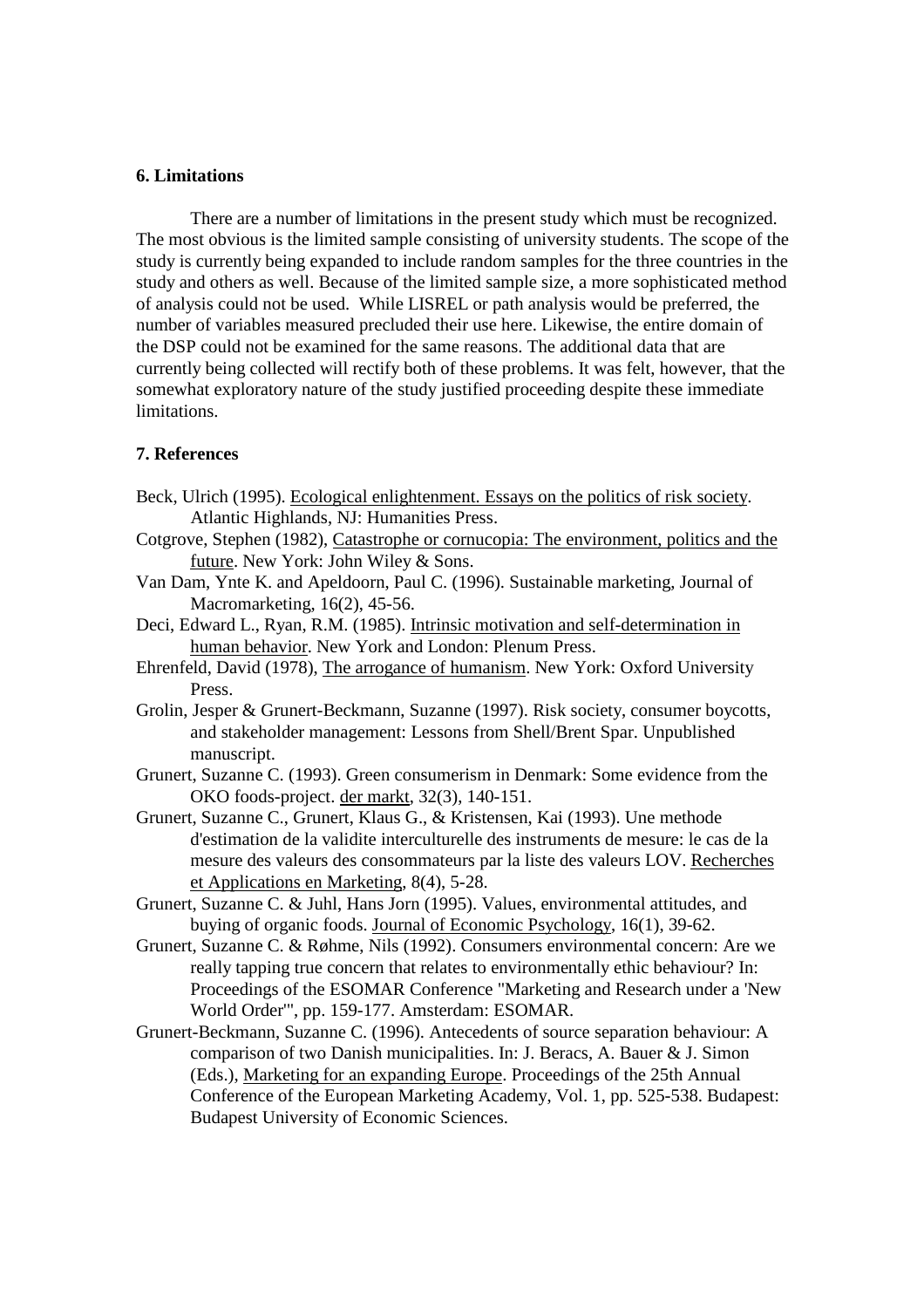## 6. Limitations

There are a number of limitations in the present study which must be recognized. The most obvious is the limited sample consisting of university students. The scope of the study is currently being expanded to include random samples for the three countries in the study and others as well. Because of the limited sample size, a more sophisticated method of analysis could not be used. While LISREL or path analysis would be preferred, the number of variables measured precluded their use here. Likewise, the entire domain of the DSP could not be examined for the same reasons. The additional data that are currently being collected will rectify both of these problems. It was felt, however, that the somewhat exploratory nature of the study justified proceeding despite these immediate limitations.

## 7. References

Beck, Ulrich (1995). Ecological enlightenment. Essays on the politics of risk society. Atlantic Highlands, NJ: Humanities Press.

Cotgrove, Stephen (1982), Catastrophe or cornucopia: The environment, politics and the future. New York: John Wiley & Sons.

Van Dam, Ynte K. and Apeldoorn, Paul C. (1996). Sustainable marketing, Journal of Macromarketing, 16(2), 45-56.

Deci, Edward L., Ryan, R.M. (1985). Intrinsic motivation and self-determination in human behavior. New York and London: Plenum Press.

Ehrenfeld, David (1978), The arrogance of humanism. New York: Oxford University Press.

Grolin, Jesper & Grunert-Beckmann, Suzanne (1997). Risk society, consumer boycotts, and stakeholder management: Lessons from Shell/Brent Spar. Unpublished manuscript.

Grunert, Suzanne C. (1993). Green consumerism in Denmark: Some evidence from the OKO foods-project. der markt, 32(3), 140-151.

Grunert, Suzanne C., Grunert, Klaus G., & Kristensen, Kai (1993). Une methode d'estimation de la validite interculturelle des instruments de mesure: le cas de la mesure des valeurs des consommateurs par la liste des valeurs LOV. Recherches et Applications en Marketing, 8(4), 5-28.

Grunert, Suzanne C. & Juhl, Hans Jorn (1995). Values, environmental attitudes, and buying of organic foods. Journal of Economic Psychology, 16(1), 39-62.

Grunert, Suzanne C. & Røhme, Nils (1992). Consumers environmental concern: Are we really tapping true concern that relates to environmentally ethic behaviour? In: Proceedings of the ESOMAR Conference "Marketing and Research under a 'New World Order'", pp. 159-177. Amsterdam: ESOMAR.

Grunert-Beckmann, Suzanne C. (1996). Antecedents of source separation behaviour: A comparison of two Danish municipalities. In: J. Beracs, A. Bauer & J. Simon (Eds.), Marketing for an expanding Europe. Proceedings of the 25th Annual Conference of the European Marketing Academy, Vol. 1, pp. 525-538. Budapest: Budapest University of Economic Sciences.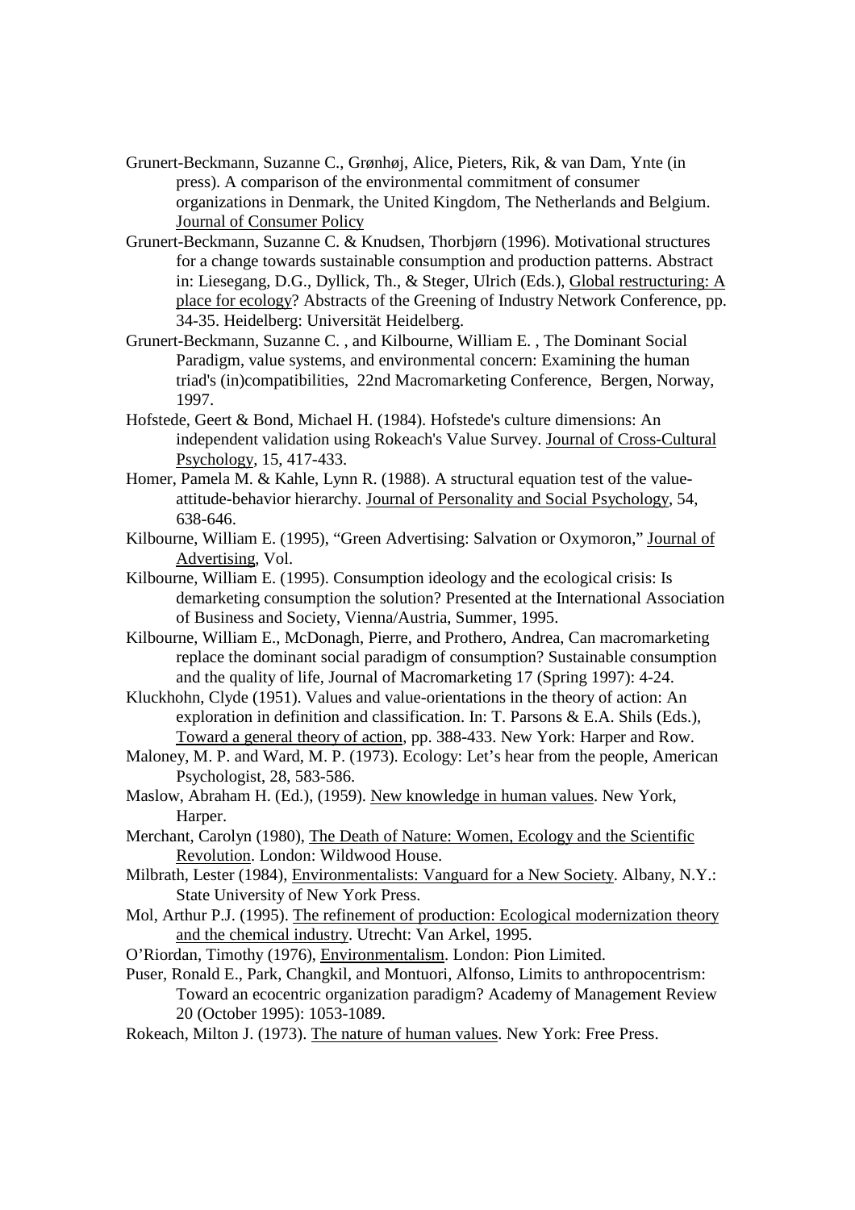Grunert-Beckmann, Suzanne C., Grønhøj, Alice, Pieters, Rik, & van Dam, Ynte (in press). A comparison of the environmental commitment of consumer organizations in Denmark, the United Kingdom, The Netherlands and Belgium. Journal of Consumer Policy

Grunert-Beckmann, Suzanne C. & Knudsen, Thorbjørn (1996). Motivational structures for a change towards sustainable consumption and production patterns. Abstract in: Liesegang, D.G., Dyllick, Th., & Steger, Ulrich (Eds.), Global restructuring: A place for ecology? Abstracts of the Greening of Industry Network Conference, pp. 34-35. Heidelberg: Universität Heidelberg.

Grunert-Beckmann, Suzanne C. , and Kilbourne, William E. , The Dominant Social Paradigm, value systems, and environmental concern: Examining the human triad's (in)compatibilities, 22nd Macromarketing Conference, Bergen, Norway, 1997.

Hofstede, Geert & Bond, Michael H. (1984). Hofstede's culture dimensions: An independent validation using Rokeach's Value Survey. Journal of Cross-Cultural Psychology, 15, 417-433.

Homer, Pamela M. & Kahle, Lynn R. (1988). A structural equation test of the value-attitude-behavior hierarchy. Journal of Personality and Social Psychology, 54, 638-646.

Kilbourne, William E. (1995), "Green Advertising: Salvation or Oxymoron," Journal of Advertising, Vol.

Kilbourne, William E. (1995). Consumption ideology and the ecological crisis: Is demarketing consumption the solution? Presented at the International Association of Business and Society, Vienna/Austria, Summer, 1995.

Kilbourne, William E., McDonagh, Pierre, and Prothero, Andrea, Can macromarketing replace the dominant social paradigm of consumption? Sustainable consumption and the quality of life, Journal of Macromarketing 17 (Spring 1997): 4-24.

Kluckhohn, Clyde (1951). Values and value-orientations in the theory of action: An exploration in definition and classification. In: T. Parsons & E.A. Shils (Eds.), Toward a general theory of action, pp. 388-433. New York: Harper and Row.

Maloney, M. P. and Ward, M. P. (1973). Ecology: Let's hear from the people, American Psychologist, 28, 583-586.

Maslow, Abraham H. (Ed.), (1959). New knowledge in human values. New York, Harper.

Merchant, Carolyn (1980), The Death of Nature: Women, Ecology and the Scientific Revolution. London: Wildwood House.

Milbrath, Lester (1984), Environmentalists: Vanguard for a New Society. Albany, N.Y.: State University of New York Press.

Mol, Arthur P.J. (1995). The refinement of production: Ecological modernization theory and the chemical industry. Utrecht: Van Arkel, 1995.

O'Riordan, Timothy (1976), Environmentalism. London: Pion Limited.

Puser, Ronald E., Park, Changkil, and Montuori, Alfonso, Limits to anthropocentrism: Toward an ecocentric organization paradigm? Academy of Management Review 20 (October 1995): 1053-1089.

Rokeach, Milton J. (1973). The nature of human values. New York: Free Press.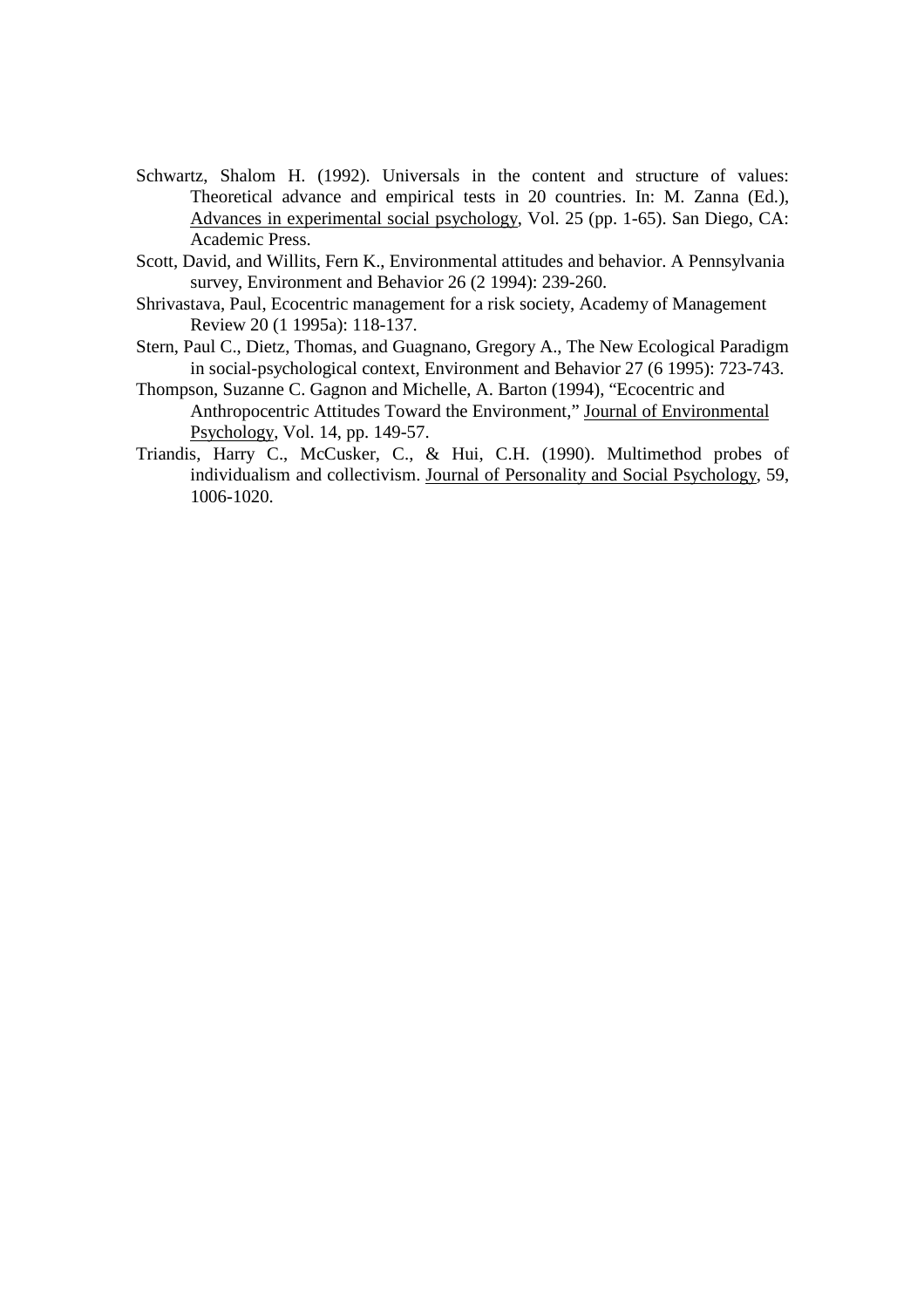Schwartz, Shalom H. (1992). Universals in the content and structure of values: Theoretical advance and empirical tests in 20 countries. In: M. Zanna (Ed.), Advances in experimental social psychology, Vol. 25 (pp. 1-65). San Diego, CA: Academic Press.

Scott, David, and Willits, Fern K., Environmental attitudes and behavior. A Pennsylvania survey, Environment and Behavior 26 (2 1994): 239-260.

Shrivastava, Paul, Ecocentric management for a risk society, Academy of Management Review 20 (1 1995a): 118-137.

Stern, Paul C., Dietz, Thomas, and Guagnano, Gregory A., The New Ecological Paradigm in social-psychological context, Environment and Behavior 27 (6 1995): 723-743.

Thompson, Suzanne C. Gagnon and Michelle, A. Barton (1994), "Ecocentric and Anthropocentric Attitudes Toward the Environment," Journal of Environmental Psychology, Vol. 14, pp. 149-57.

Triandis, Harry C., McCusker, C., & Hui, C.H. (1990). Multimethod probes of individualism and collectivism. Journal of Personality and Social Psychology, 59, 1006-1020.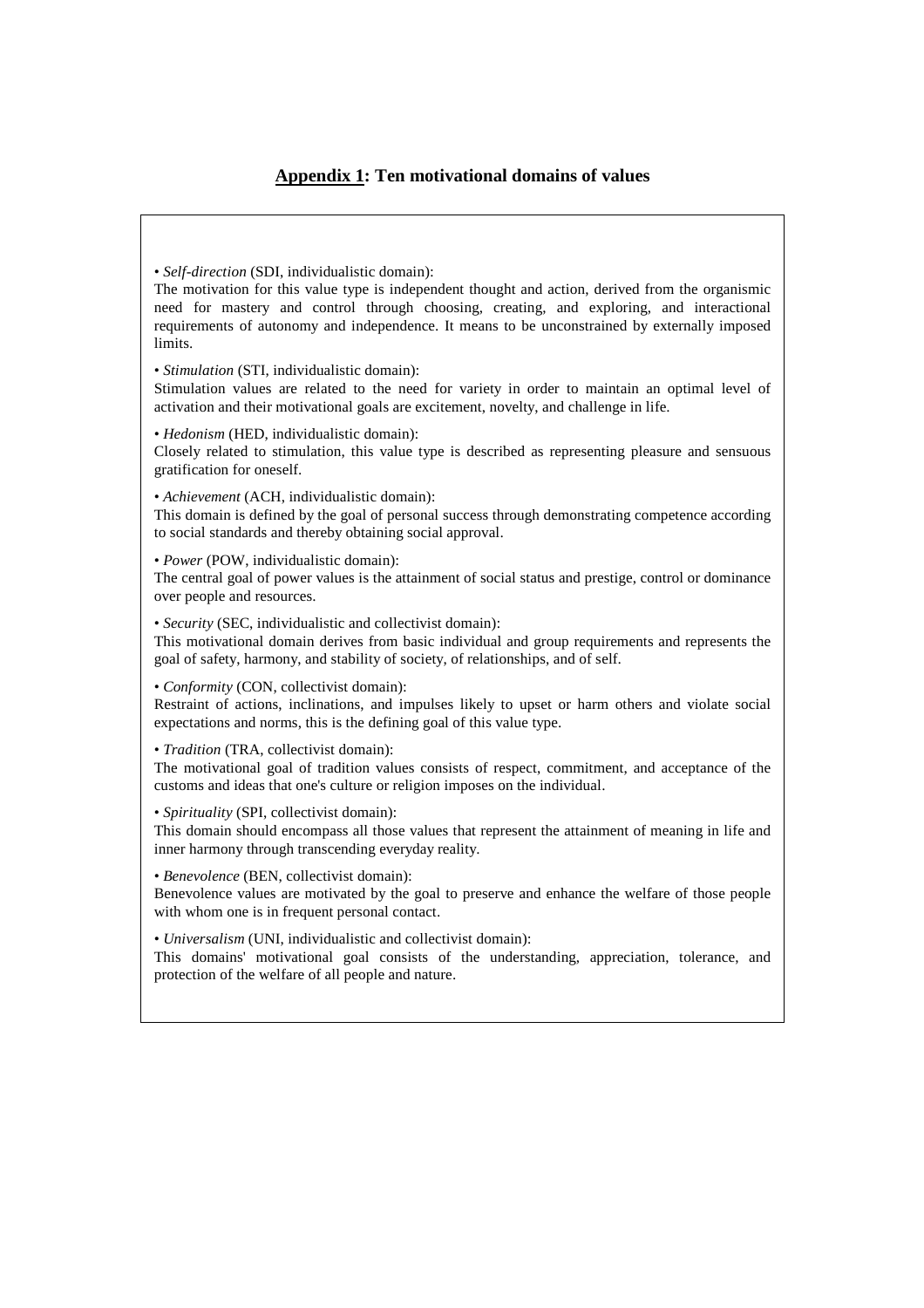## <u>Appendix 1</u>: Ten motivational domains of values

• *Self-direction* (SDI, individualistic domain):
The motivation for this value type is independent thought and action, derived from the organismic need for mastery and control through choosing, creating, and exploring, and interactional requirements of autonomy and independence. It means to be unconstrained by externally imposed limits.

• *Stimulation* (STI, individualistic domain):
Stimulation values are related to the need for variety in order to maintain an optimal level of activation and their motivational goals are excitement, novelty, and challenge in life.

• *Hedonism* (HED, individualistic domain):
Closely related to stimulation, this value type is described as representing pleasure and sensuous gratification for oneself.

• *Achievement* (ACH, individualistic domain):
This domain is defined by the goal of personal success through demonstrating competence according to social standards and thereby obtaining social approval.

• *Power* (POW, individualistic domain):
The central goal of power values is the attainment of social status and prestige, control or dominance over people and resources.

• *Security* (SEC, individualistic and collectivist domain):
This motivational domain derives from basic individual and group requirements and represents the goal of safety, harmony, and stability of society, of relationships, and of self.

• *Conformity* (CON, collectivist domain):
Restraint of actions, inclinations, and impulses likely to upset or harm others and violate social expectations and norms, this is the defining goal of this value type.

• *Tradition* (TRA, collectivist domain):
The motivational goal of tradition values consists of respect, commitment, and acceptance of the customs and ideas that one's culture or religion imposes on the individual.

• *Spirituality* (SPI, collectivist domain):
This domain should encompass all those values that represent the attainment of meaning in life and inner harmony through transcending everyday reality.

• *Benevolence* (BEN, collectivist domain):
Benevolence values are motivated by the goal to preserve and enhance the welfare of those people with whom one is in frequent personal contact.

• *Universalism* (UNI, individualistic and collectivist domain):
This domains' motivational goal consists of the understanding, appreciation, tolerance, and protection of the welfare of all people and nature.